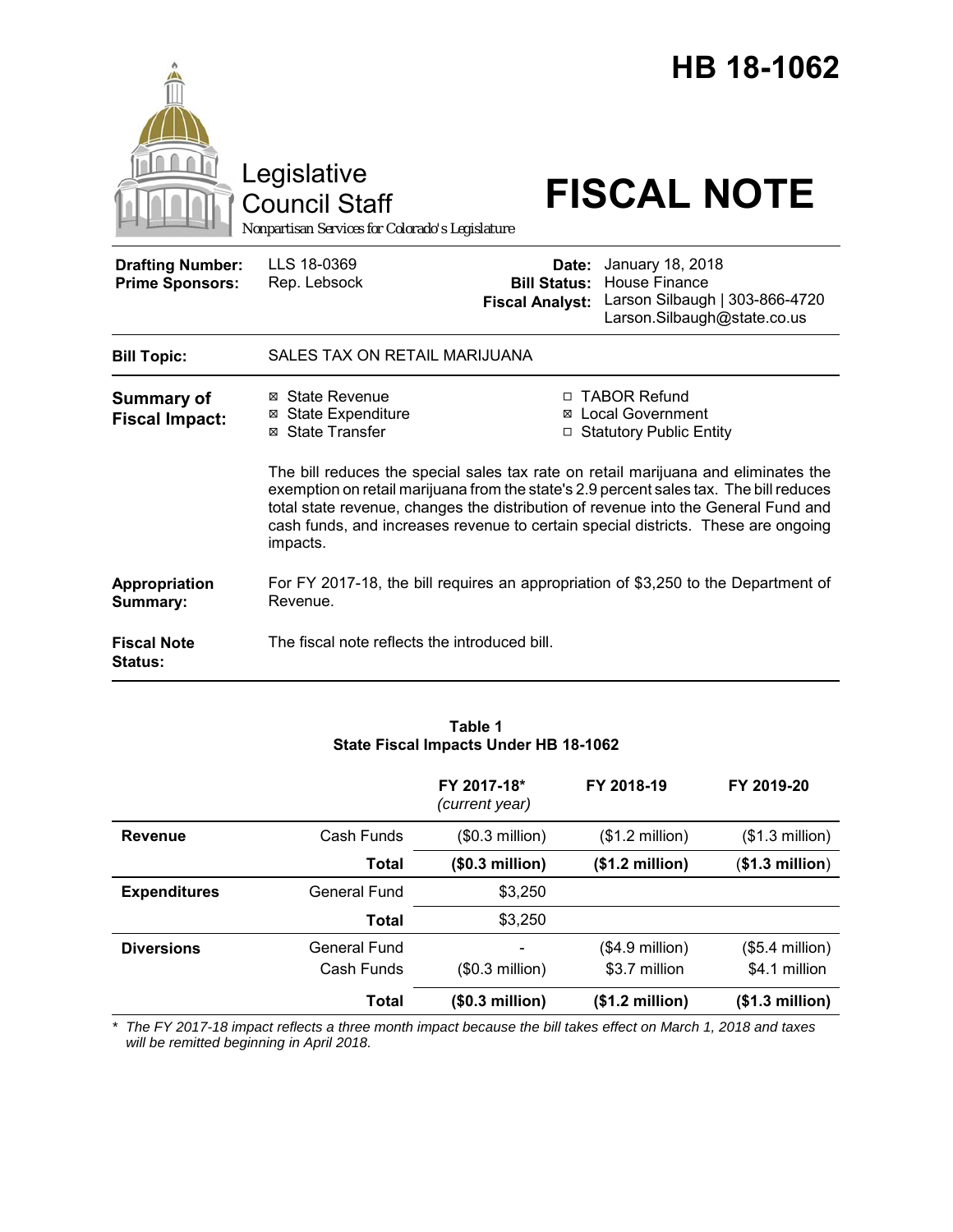# HB 18-1062

Legislative Council Staff

*Nonpartisan Services for Colorado's Legislature*

# FISCAL NOTE

| | | | |
|---|---|---|---|
| **Drafting Number:** | LLS 18-0369 | **Date:** | January 18, 2018 |
| **Prime Sponsors:** | Rep. Lebsock | **Bill Status:** | House Finance |
| | | **Fiscal Analyst:** | Larson Silbaugh \| 303-866-4720 Larson.Silbaugh@state.co.us |

**Bill Topic:** SALES TAX ON RETAIL MARIJUANA

**Summary of Fiscal Impact:**

- ☒ State Revenue
- ☒ State Expenditure
- ☒ State Transfer
- ☐ TABOR Refund
- ☒ Local Government
- ☐ Statutory Public Entity

The bill reduces the special sales tax rate on retail marijuana and eliminates the exemption on retail marijuana from the state's 2.9 percent sales tax. The bill reduces total state revenue, changes the distribution of revenue into the General Fund and cash funds, and increases revenue to certain special districts. These are ongoing impacts.

**Appropriation Summary:** For FY 2017-18, the bill requires an appropriation of $3,250 to the Department of Revenue.

**Fiscal Note Status:** The fiscal note reflects the introduced bill.

**Table 1**
**State Fiscal Impacts Under HB 18-1062**

| | | FY 2017-18* *(current year)* | FY 2018-19 | FY 2019-20 |
|---|---|---|---|---|
| **Revenue** | Cash Funds | ($0.3 million) | ($1.2 million) | ($1.3 million) |
| | **Total** | **($0.3 million)** | **($1.2 million)** | **($1.3 million)** |
| **Expenditures** | General Fund | $3,250 | | |
| | **Total** | $3,250 | | |
| **Diversions** | General Fund | - | ($4.9 million) | ($5.4 million) |
| | Cash Funds | ($0.3 million) | $3.7 million | $4.1 million |
| | **Total** | **($0.3 million)** | **($1.2 million)** | **($1.3 million)** |

\* *The FY 2017-18 impact reflects a three month impact because the bill takes effect on March 1, 2018 and taxes will be remitted beginning in April 2018.*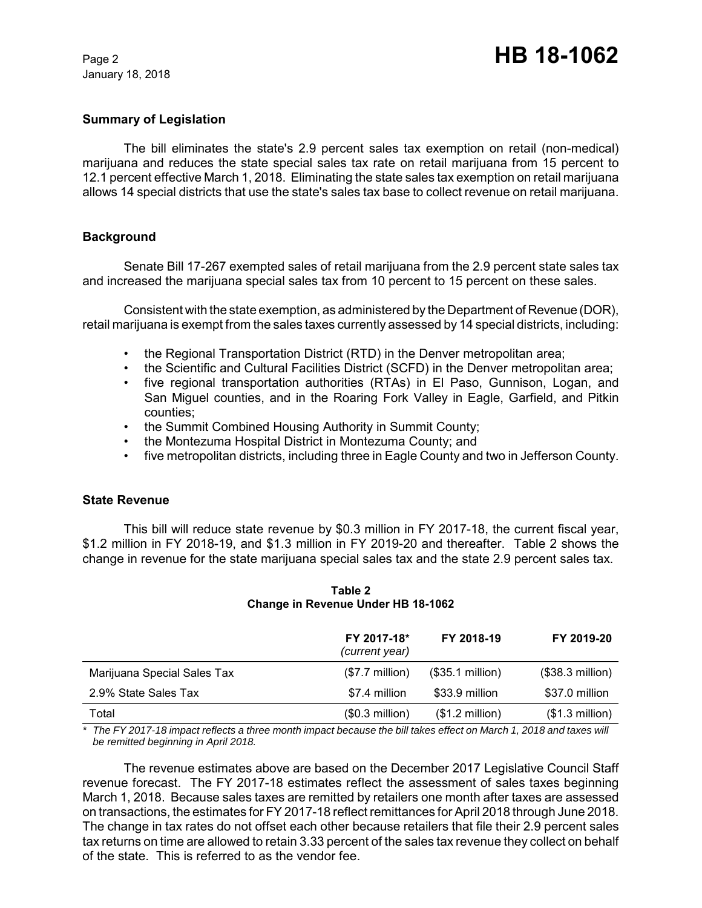## Summary of Legislation

The bill eliminates the state's 2.9 percent sales tax exemption on retail (non-medical) marijuana and reduces the state special sales tax rate on retail marijuana from 15 percent to 12.1 percent effective March 1, 2018. Eliminating the state sales tax exemption on retail marijuana allows 14 special districts that use the state's sales tax base to collect revenue on retail marijuana.

## Background

Senate Bill 17-267 exempted sales of retail marijuana from the 2.9 percent state sales tax and increased the marijuana special sales tax from 10 percent to 15 percent on these sales.

Consistent with the state exemption, as administered by the Department of Revenue (DOR), retail marijuana is exempt from the sales taxes currently assessed by 14 special districts, including:

- the Regional Transportation District (RTD) in the Denver metropolitan area;
- the Scientific and Cultural Facilities District (SCFD) in the Denver metropolitan area;
- five regional transportation authorities (RTAs) in El Paso, Gunnison, Logan, and San Miguel counties, and in the Roaring Fork Valley in Eagle, Garfield, and Pitkin counties;
- the Summit Combined Housing Authority in Summit County;
- the Montezuma Hospital District in Montezuma County; and
- five metropolitan districts, including three in Eagle County and two in Jefferson County.

## State Revenue

This bill will reduce state revenue by $0.3 million in FY 2017-18, the current fiscal year, $1.2 million in FY 2018-19, and $1.3 million in FY 2019-20 and thereafter. Table 2 shows the change in revenue for the state marijuana special sales tax and the state 2.9 percent sales tax.

**Table 2**
**Change in Revenue Under HB 18-1062**

| | FY 2017-18* *(current year)* | FY 2018-19 | FY 2019-20 |
|---|---|---|---|
| Marijuana Special Sales Tax | ($7.7 million) | ($35.1 million) | ($38.3 million) |
| 2.9% State Sales Tax | $7.4 million | $33.9 million | $37.0 million |
| Total | ($0.3 million) | ($1.2 million) | ($1.3 million) |

*\* The FY 2017-18 impact reflects a three month impact because the bill takes effect on March 1, 2018 and taxes will be remitted beginning in April 2018.*

The revenue estimates above are based on the December 2017 Legislative Council Staff revenue forecast. The FY 2017-18 estimates reflect the assessment of sales taxes beginning March 1, 2018. Because sales taxes are remitted by retailers one month after taxes are assessed on transactions, the estimates for FY 2017-18 reflect remittances for April 2018 through June 2018. The change in tax rates do not offset each other because retailers that file their 2.9 percent sales tax returns on time are allowed to retain 3.33 percent of the sales tax revenue they collect on behalf of the state. This is referred to as the vendor fee.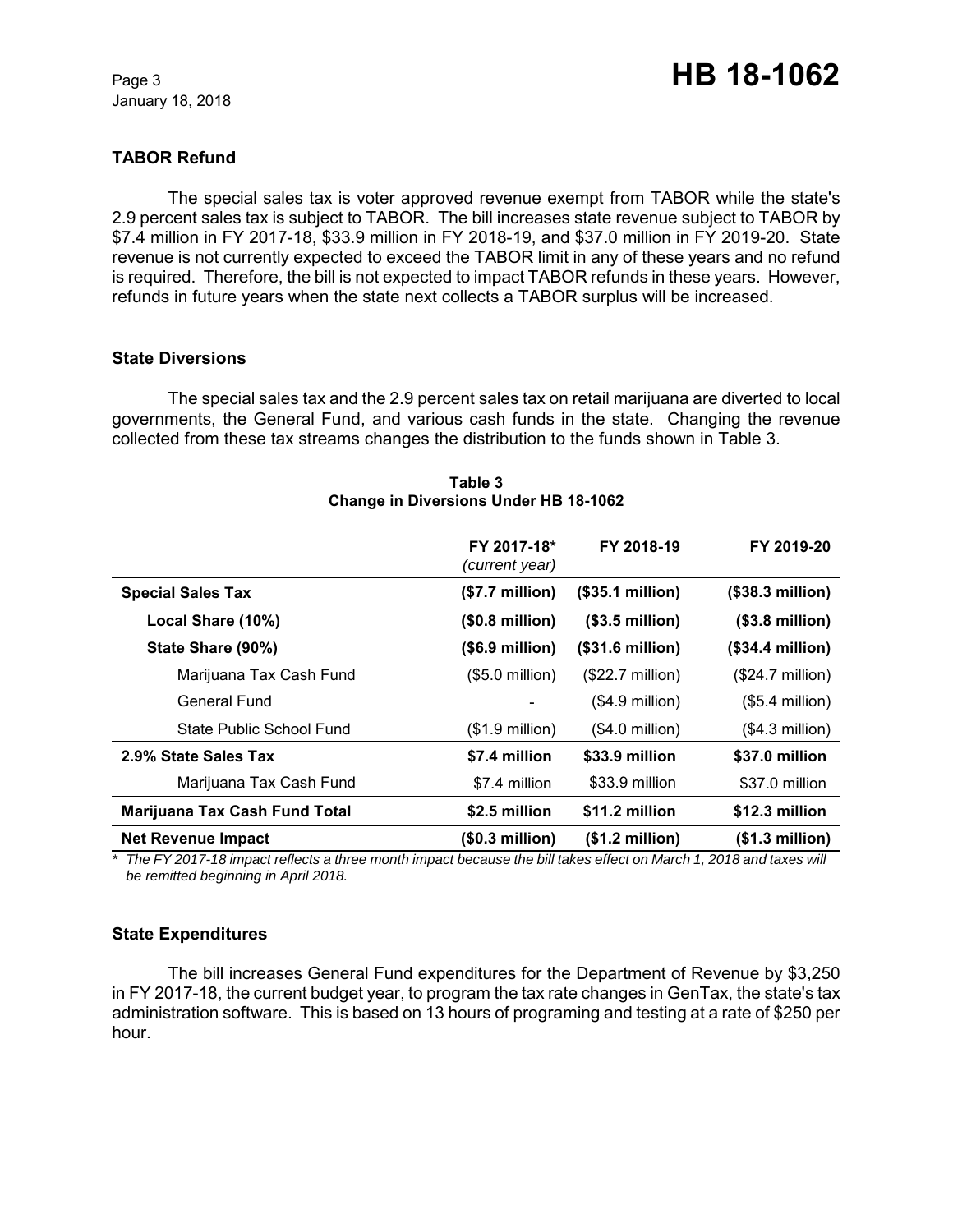### TABOR Refund

The special sales tax is voter approved revenue exempt from TABOR while the state's 2.9 percent sales tax is subject to TABOR. The bill increases state revenue subject to TABOR by $7.4 million in FY 2017-18, $33.9 million in FY 2018-19, and $37.0 million in FY 2019-20. State revenue is not currently expected to exceed the TABOR limit in any of these years and no refund is required. Therefore, the bill is not expected to impact TABOR refunds in these years. However, refunds in future years when the state next collects a TABOR surplus will be increased.

### State Diversions

The special sales tax and the 2.9 percent sales tax on retail marijuana are diverted to local governments, the General Fund, and various cash funds in the state. Changing the revenue collected from these tax streams changes the distribution to the funds shown in Table 3.

**Table 3**
**Change in Diversions Under HB 18-1062**

| | FY 2017-18* *(current year)* | FY 2018-19 | FY 2019-20 |
|---|---|---|---|
| **Special Sales Tax** | **($7.7 million)** | **($35.1 million)** | **($38.3 million)** |
| **Local Share (10%)** | **($0.8 million)** | **($3.5 million)** | **($3.8 million)** |
| **State Share (90%)** | **($6.9 million)** | **($31.6 million)** | **($34.4 million)** |
| Marijuana Tax Cash Fund | ($5.0 million) | ($22.7 million) | ($24.7 million) |
| General Fund | - | ($4.9 million) | ($5.4 million) |
| State Public School Fund | ($1.9 million) | ($4.0 million) | ($4.3 million) |
| **2.9% State Sales Tax** | **$7.4 million** | **$33.9 million** | **$37.0 million** |
| Marijuana Tax Cash Fund | $7.4 million | $33.9 million | $37.0 million |
| **Marijuana Tax Cash Fund Total** | **$2.5 million** | **$11.2 million** | **$12.3 million** |
| **Net Revenue Impact** | **($0.3 million)** | **($1.2 million)** | **($1.3 million)** |

*\* The FY 2017-18 impact reflects a three month impact because the bill takes effect on March 1, 2018 and taxes will be remitted beginning in April 2018.*

### State Expenditures

The bill increases General Fund expenditures for the Department of Revenue by $3,250 in FY 2017-18, the current budget year, to program the tax rate changes in GenTax, the state's tax administration software. This is based on 13 hours of programing and testing at a rate of $250 per hour.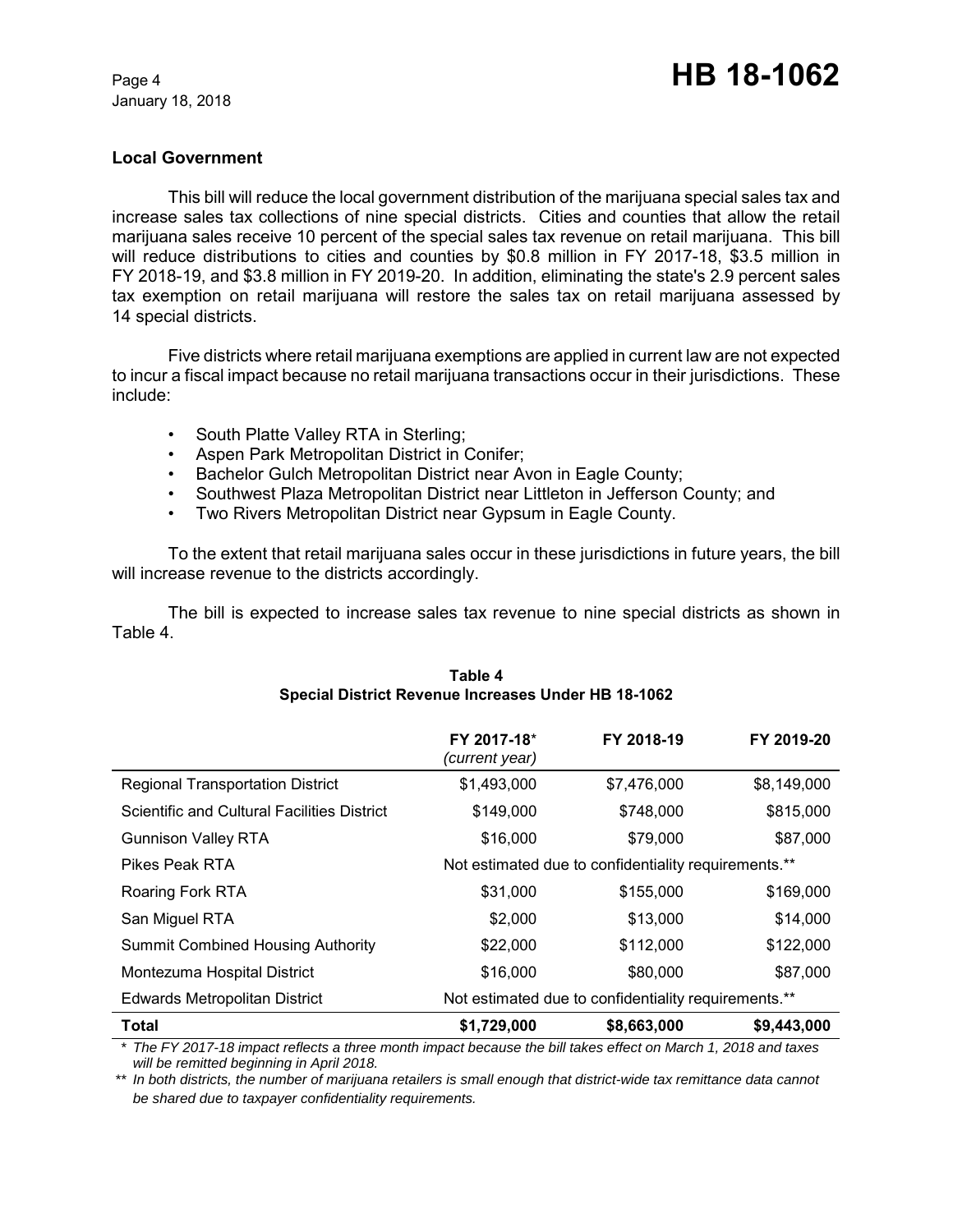### Local Government

This bill will reduce the local government distribution of the marijuana special sales tax and increase sales tax collections of nine special districts. Cities and counties that allow the retail marijuana sales receive 10 percent of the special sales tax revenue on retail marijuana. This bill will reduce distributions to cities and counties by $0.8 million in FY 2017-18, $3.5 million in FY 2018-19, and $3.8 million in FY 2019-20. In addition, eliminating the state's 2.9 percent sales tax exemption on retail marijuana will restore the sales tax on retail marijuana assessed by 14 special districts.

Five districts where retail marijuana exemptions are applied in current law are not expected to incur a fiscal impact because no retail marijuana transactions occur in their jurisdictions. These include:

- South Platte Valley RTA in Sterling;
- Aspen Park Metropolitan District in Conifer;
- Bachelor Gulch Metropolitan District near Avon in Eagle County;
- Southwest Plaza Metropolitan District near Littleton in Jefferson County; and
- Two Rivers Metropolitan District near Gypsum in Eagle County.

To the extent that retail marijuana sales occur in these jurisdictions in future years, the bill will increase revenue to the districts accordingly.

The bill is expected to increase sales tax revenue to nine special districts as shown in Table 4.

**Table 4**
**Special District Revenue Increases Under HB 18-1062**

| | FY 2017-18* *(current year)* | FY 2018-19 | FY 2019-20 |
|---|---|---|---|
| Regional Transportation District | $1,493,000 | $7,476,000 | $8,149,000 |
| Scientific and Cultural Facilities District | $149,000 | $748,000 | $815,000 |
| Gunnison Valley RTA | $16,000 | $79,000 | $87,000 |
| Pikes Peak RTA | Not estimated due to confidentiality requirements.** | | |
| Roaring Fork RTA | $31,000 | $155,000 | $169,000 |
| San Miguel RTA | $2,000 | $13,000 | $14,000 |
| Summit Combined Housing Authority | $22,000 | $112,000 | $122,000 |
| Montezuma Hospital District | $16,000 | $80,000 | $87,000 |
| Edwards Metropolitan District | Not estimated due to confidentiality requirements.** | | |
| **Total** | **$1,729,000** | **$8,663,000** | **$9,443,000** |

\* *The FY 2017-18 impact reflects a three month impact because the bill takes effect on March 1, 2018 and taxes will be remitted beginning in April 2018.*

\** *In both districts, the number of marijuana retailers is small enough that district-wide tax remittance data cannot be shared due to taxpayer confidentiality requirements.*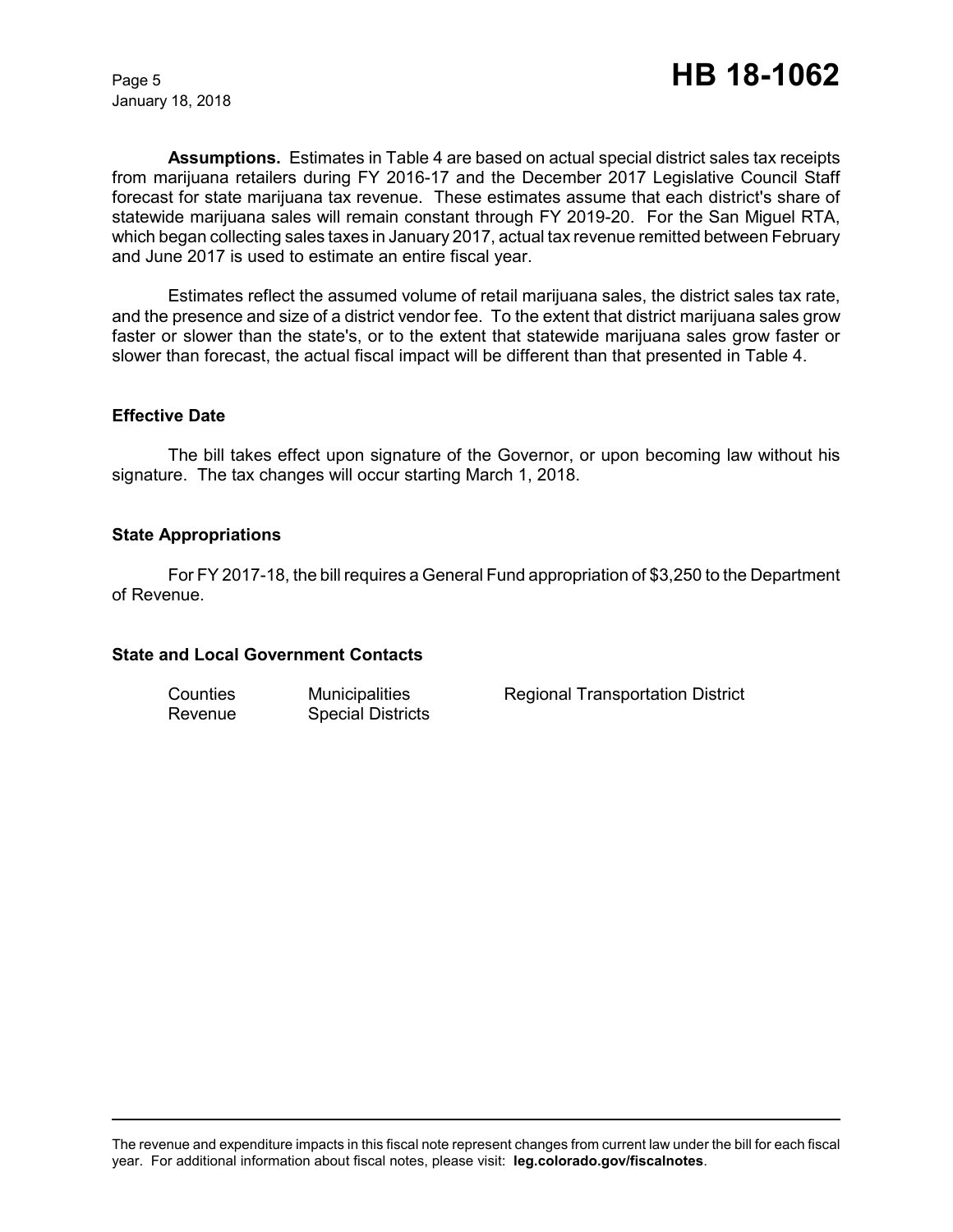**Assumptions.** Estimates in Table 4 are based on actual special district sales tax receipts from marijuana retailers during FY 2016-17 and the December 2017 Legislative Council Staff forecast for state marijuana tax revenue. These estimates assume that each district's share of statewide marijuana sales will remain constant through FY 2019-20. For the San Miguel RTA, which began collecting sales taxes in January 2017, actual tax revenue remitted between February and June 2017 is used to estimate an entire fiscal year.

Estimates reflect the assumed volume of retail marijuana sales, the district sales tax rate, and the presence and size of a district vendor fee. To the extent that district marijuana sales grow faster or slower than the state's, or to the extent that statewide marijuana sales grow faster or slower than forecast, the actual fiscal impact will be different than that presented in Table 4.

### Effective Date

The bill takes effect upon signature of the Governor, or upon becoming law without his signature. The tax changes will occur starting March 1, 2018.

### State Appropriations

For FY 2017-18, the bill requires a General Fund appropriation of $3,250 to the Department of Revenue.

### State and Local Government Contacts

| | | |
|---|---|---|
| Counties | Municipalities | Regional Transportation District |
| Revenue | Special Districts | |

The revenue and expenditure impacts in this fiscal note represent changes from current law under the bill for each fiscal year. For additional information about fiscal notes, please visit: **leg.colorado.gov/fiscalnotes**.